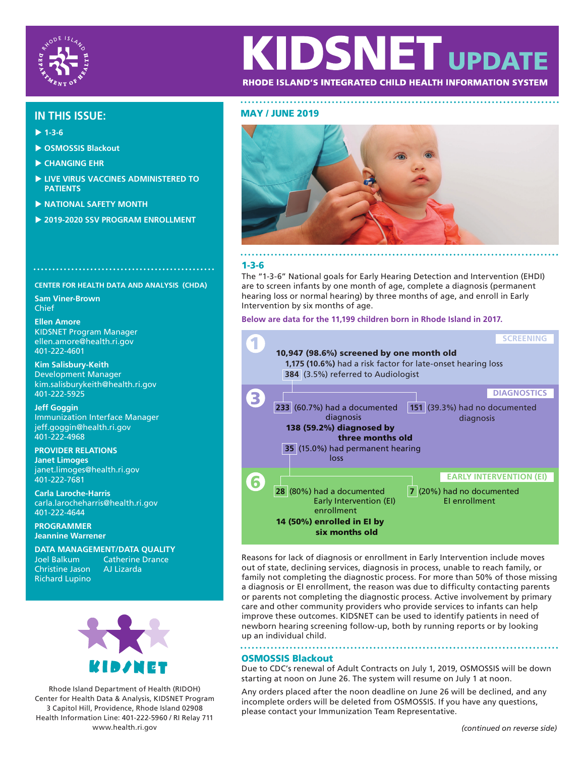# KIDSNET UPDATE

RHODE ISLAND'S INTEGRATED CHILD HEALTH INFORMATION SYSTEM

## MAY / JUNE 2019

## IN THIS ISSUE:

- 1-3-6
- OSMOSSIS Blackout
- CHANGING EHR
- LIVE VIRUS VACCINES ADMINISTERED TO PATIENTS
- NATIONAL SAFETY MONTH
- 2019-2020 SSV PROGRAM ENROLLMENT

## 1-3-6

The "1-3-6" National goals for Early Hearing Detection and Intervention (EHDI) are to screen infants by one month of age, complete a diagnosis (permanent hearing loss or normal hearing) by three months of age, and enroll in Early Intervention by six months of age.

**Below are data for the 11,199 children born in Rhode Island in 2017.**

**1 — SCREENING**

**10,947 (98.6%) screened by one month old**
**1,175 (10.6%)** had a risk factor for late-onset hearing loss
**384** (3.5%) referred to Audiologist

**3 — DIAGNOSTICS**

- **233** (60.7%) had a documented diagnosis
  - **138 (59.2%) diagnosed by three months old**
  - **35** (15.0%) had permanent hearing loss
- **151** (39.3%) had no documented diagnosis

**6 — EARLY INTERVENTION (EI)**

- **28** (80%) had a documented Early Intervention (EI) enrollment
  - **14 (50%) enrolled in EI by six months old**
- **7** (20%) had no documented EI enrollment

Reasons for lack of diagnosis or enrollment in Early Intervention include moves out of state, declining services, diagnosis in process, unable to reach family, or family not completing the diagnostic process. For more than 50% of those missing a diagnosis or EI enrollment, the reason was due to difficulty contacting parents or parents not completing the diagnostic process. Active involvement by primary care and other community providers who provide services to infants can help improve these outcomes. KIDSNET can be used to identify patients in need of newborn hearing screening follow-up, both by running reports or by looking up an individual child.

## OSMOSSIS Blackout

Due to CDC's renewal of Adult Contracts on July 1, 2019, OSMOSSIS will be down starting at noon on June 26. The system will resume on July 1 at noon.

Any orders placed after the noon deadline on June 26 will be declined, and any incomplete orders will be deleted from OSMOSSIS. If you have any questions, please contact your Immunization Team Representative.

*(continued on reverse side)*

---

**CENTER FOR HEALTH DATA AND ANALYSIS (CHDA)**

**Sam Viner-Brown**
Chief

**Ellen Amore**
KIDSNET Program Manager
ellen.amore@health.ri.gov
401-222-4601

**Kim Salisbury-Keith**
Development Manager
kim.salisburykeith@health.ri.gov
401-222-5925

**Jeff Goggin**
Immunization Interface Manager
jeff.goggin@health.ri.gov
401-222-4968

**PROVIDER RELATIONS**
**Janet Limoges**
janet.limoges@health.ri.gov
401-222-7681

**Carla Laroche-Harris**
carla.larocheharris@health.ri.gov
401-222-4644

**PROGRAMMER**
**Jeannine Warrener**

**DATA MANAGEMENT/DATA QUALITY**
Joel Balkum
Catherine Drance
Christine Jason
AJ Lizarda
Richard Lupino

Rhode Island Department of Health (RIDOH)
Center for Health Data & Analysis, KIDSNET Program
3 Capitol Hill, Providence, Rhode Island 02908
Health Information Line: 401-222-5960 / RI Relay 711
www.health.ri.gov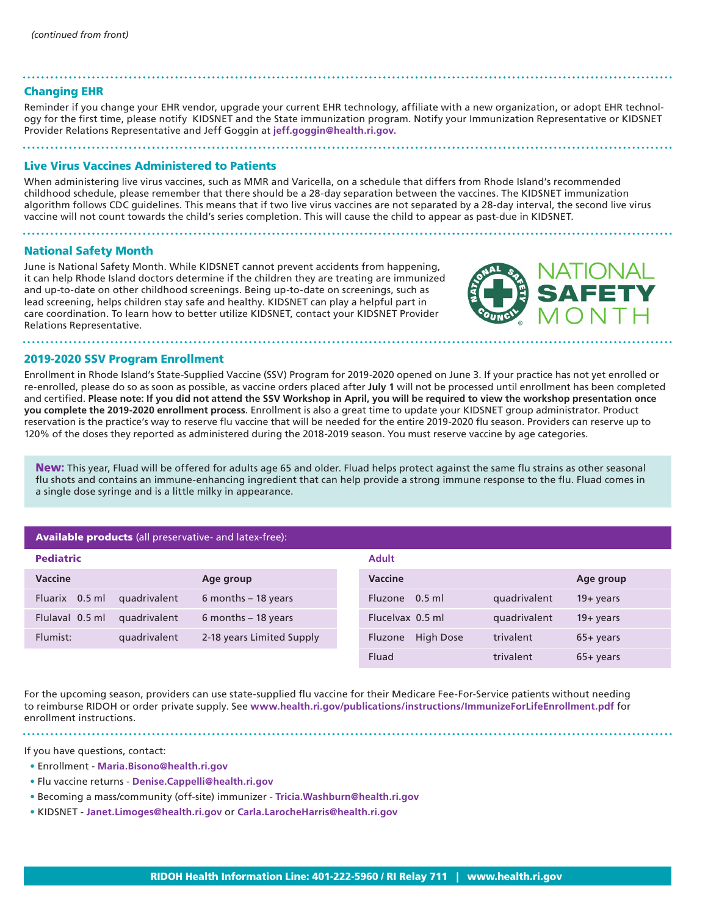*(continued from front)*

## Changing EHR

Reminder if you change your EHR vendor, upgrade your current EHR technology, affiliate with a new organization, or adopt EHR technology for the first time, please notify KIDSNET and the State immunization program. Notify your Immunization Representative or KIDSNET Provider Relations Representative and Jeff Goggin at **jeff.goggin@health.ri.gov.**

## Live Virus Vaccines Administered to Patients

When administering live virus vaccines, such as MMR and Varicella, on a schedule that differs from Rhode Island's recommended childhood schedule, please remember that there should be a 28-day separation between the vaccines. The KIDSNET immunization algorithm follows CDC guidelines. This means that if two live virus vaccines are not separated by a 28-day interval, the second live virus vaccine will not count towards the child's series completion. This will cause the child to appear as past-due in KIDSNET.

## National Safety Month

June is National Safety Month. While KIDSNET cannot prevent accidents from happening, it can help Rhode Island doctors determine if the children they are treating are immunized and up-to-date on other childhood screenings. Being up-to-date on screenings, such as lead screening, helps children stay safe and healthy. KIDSNET can play a helpful part in care coordination. To learn how to better utilize KIDSNET, contact your KIDSNET Provider Relations Representative.

NATIONAL SAFETY COUNCIL® NATIONAL SAFETY MONTH

## 2019-2020 SSV Program Enrollment

Enrollment in Rhode Island's State-Supplied Vaccine (SSV) Program for 2019-2020 opened on June 3. If your practice has not yet enrolled or re-enrolled, please do so as soon as possible, as vaccine orders placed after **July 1** will not be processed until enrollment has been completed and certified. **Please note: If you did not attend the SSV Workshop in April, you will be required to view the workshop presentation once you complete the 2019-2020 enrollment process**. Enrollment is also a great time to update your KIDSNET group administrator. Product reservation is the practice's way to reserve flu vaccine that will be needed for the entire 2019-2020 flu season. Providers can reserve up to 120% of the doses they reported as administered during the 2018-2019 season. You must reserve vaccine by age categories.

**New:** This year, Fluad will be offered for adults age 65 and older. Fluad helps protect against the same flu strains as other seasonal flu shots and contains an immune-enhancing ingredient that can help provide a strong immune response to the flu. Fluad comes in a single dose syringe and is a little milky in appearance.

**Available products** (all preservative- and latex-free):

**Pediatric**

| Vaccine | | Age group |
|---|---|---|
| Fluarix 0.5 ml | quadrivalent | 6 months – 18 years |
| Flulaval 0.5 ml | quadrivalent | 6 months – 18 years |
| Flumist: | quadrivalent | 2-18 years Limited Supply |

**Adult**

| Vaccine | | Age group |
|---|---|---|
| Fluzone 0.5 ml | quadrivalent | 19+ years |
| Flucelvax 0.5 ml | quadrivalent | 19+ years |
| Fluzone High Dose | trivalent | 65+ years |
| Fluad | trivalent | 65+ years |

For the upcoming season, providers can use state-supplied flu vaccine for their Medicare Fee-For-Service patients without needing to reimburse RIDOH or order private supply. See **www.health.ri.gov/publications/instructions/ImmunizeForLifeEnrollment.pdf** for enrollment instructions.

If you have questions, contact:

- Enrollment - **Maria.Bisono@health.ri.gov**
- Flu vaccine returns - **Denise.Cappelli@health.ri.gov**
- Becoming a mass/community (off-site) immunizer - **Tricia.Washburn@health.ri.gov**
- KIDSNET - **Janet.Limoges@health.ri.gov** or **Carla.LarocheHarris@health.ri.gov**

**RIDOH Health Information Line: 401-222-5960 / RI Relay 711 | www.health.ri.gov**